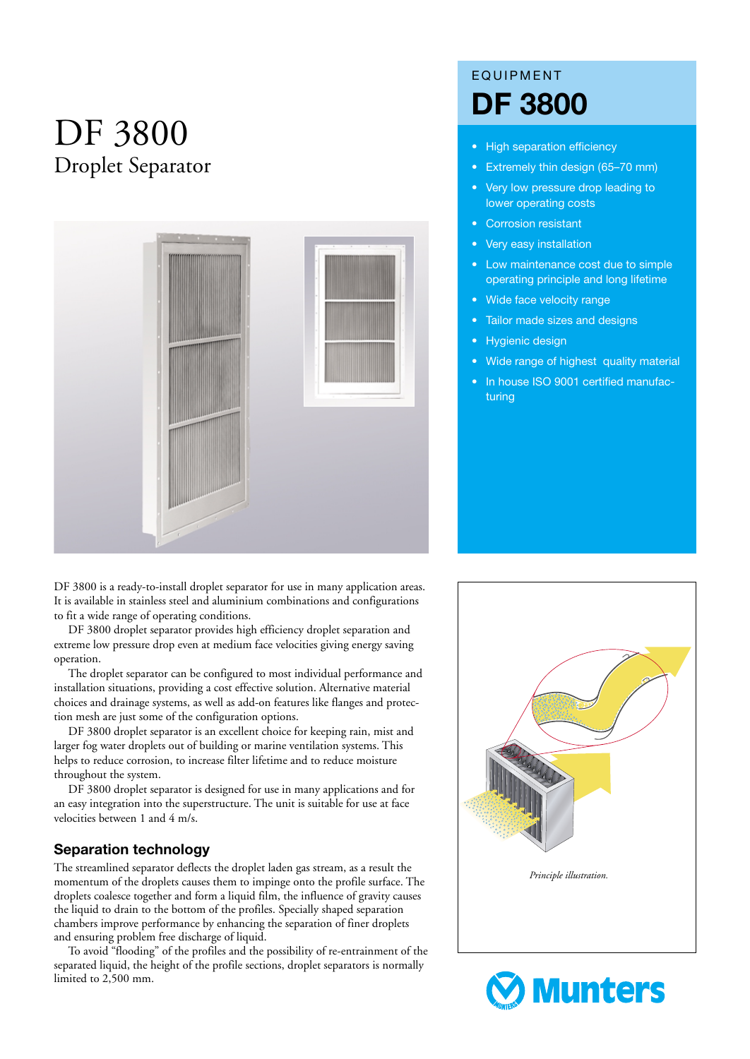# DF 3800

## Droplet Separator

EQUIPMENT

## DF 3800

- High separation efficiency
- Extremely thin design (65–70 mm)
- Very low pressure drop leading to lower operating costs
- Corrosion resistant
- Very easy installation
- Low maintenance cost due to simple operating principle and long lifetime
- Wide face velocity range
- Tailor made sizes and designs
- Hygienic design
- Wide range of highest quality material
- In house ISO 9001 certified manufacturing

DF 3800 is a ready-to-install droplet separator for use in many application areas. It is available in stainless steel and aluminium combinations and configurations to fit a wide range of operating conditions.

DF 3800 droplet separator provides high efficiency droplet separation and extreme low pressure drop even at medium face velocities giving energy saving operation.

The droplet separator can be configured to most individual performance and installation situations, providing a cost effective solution. Alternative material choices and drainage systems, as well as add-on features like flanges and protection mesh are just some of the configuration options.

DF 3800 droplet separator is an excellent choice for keeping rain, mist and larger fog water droplets out of building or marine ventilation systems. This helps to reduce corrosion, to increase filter lifetime and to reduce moisture throughout the system.

DF 3800 droplet separator is designed for use in many applications and for an easy integration into the superstructure. The unit is suitable for use at face velocities between 1 and 4 m/s.

### Separation technology

The streamlined separator deflects the droplet laden gas stream, as a result the momentum of the droplets causes them to impinge onto the profile surface. The droplets coalesce together and form a liquid film, the influence of gravity causes the liquid to drain to the bottom of the profiles. Specially shaped separation chambers improve performance by enhancing the separation of finer droplets and ensuring problem free discharge of liquid.

To avoid "flooding" of the profiles and the possibility of re-entrainment of the separated liquid, the height of the profile sections, droplet separators is normally limited to 2,500 mm.

*Principle illustration.*

Munters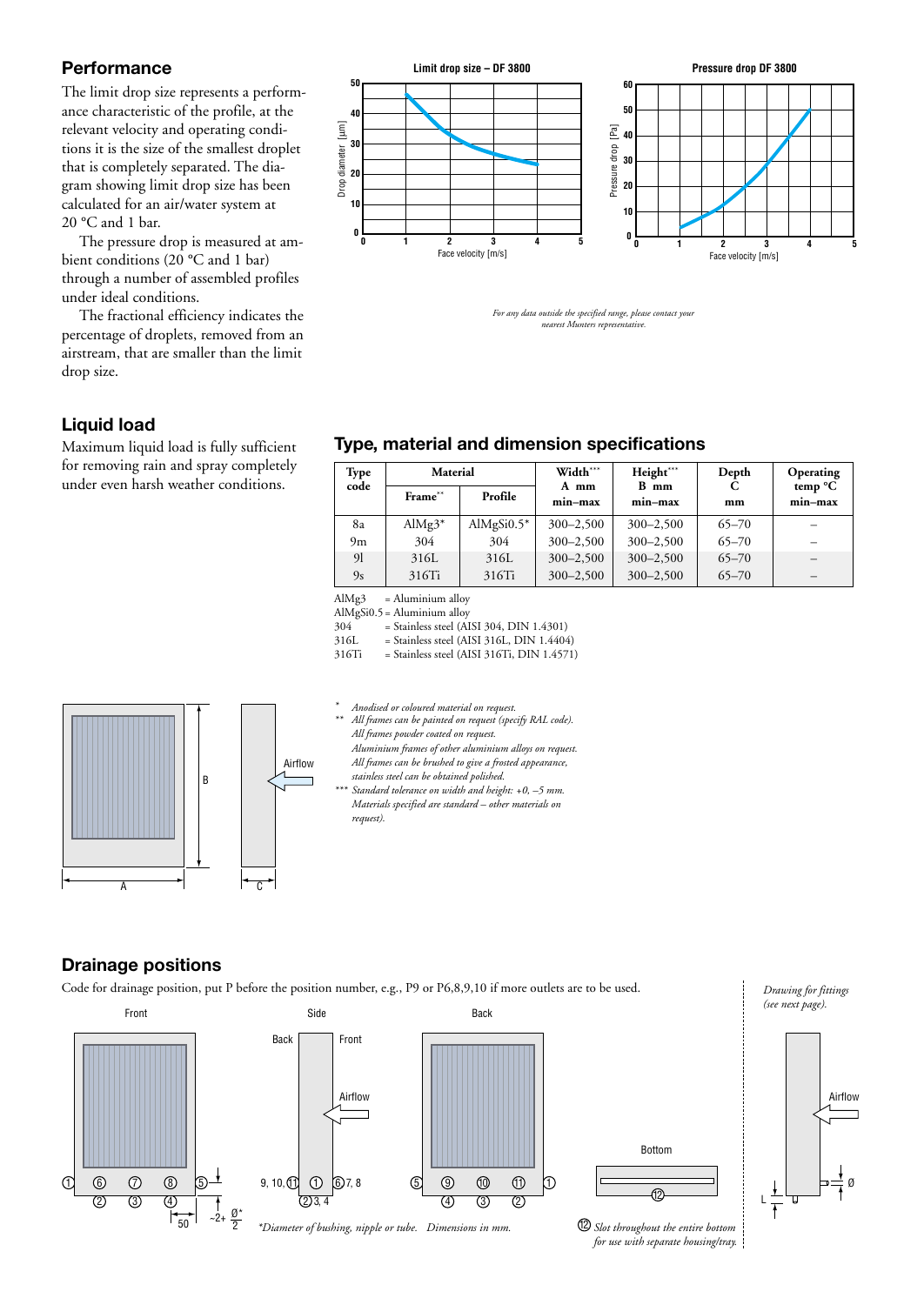## Performance

The limit drop size represents a performance characteristic of the profile, at the relevant velocity and operating conditions it is the size of the smallest droplet that is completely separated. The diagram showing limit drop size has been calculated for an air/water system at 20 °C and 1 bar.

The pressure drop is measured at ambient conditions (20 °C and 1 bar) through a number of assembled profiles under ideal conditions.

The fractional efficiency indicates the percentage of droplets, removed from an airstream, that are smaller than the limit drop size.

*For any data outside the specified range, please contact your nearest Munters representative.*

## Liquid load

Maximum liquid load is fully sufficient for removing rain and spray completely under even harsh weather conditions.

## Type, material and dimension specifications

| Type code | Material | | Width*** A mm min–max | Height*** B mm min–max | Depth C mm | Operating temp °C min–max |
|---|---|---|---|---|---|---|
| | Frame** | Profile | | | | |
| 8a | AlMg3* | AlMgSi0.5* | 300–2,500 | 300–2,500 | 65–70 | – |
| 9m | 304 | 304 | 300–2,500 | 300–2,500 | 65–70 | – |
| 9l | 316L | 316L | 300–2,500 | 300–2,500 | 65–70 | – |
| 9s | 316Ti | 316Ti | 300–2,500 | 300–2,500 | 65–70 | – |

AlMg3 = Aluminium alloy
AlMgSi0.5 = Aluminium alloy
304 = Stainless steel (AISI 304, DIN 1.4301)
316L = Stainless steel (AISI 316L, DIN 1.4404)
316Ti = Stainless steel (AISI 316Ti, DIN 1.4571)

\* *Anodised or coloured material on request.*
\*\* *All frames can be painted on request (specify RAL code). All frames powder coated on request. Aluminium frames of other aluminium alloys on request. All frames can be brushed to give a frosted appearance, stainless steel can be obtained polished.*
\*\*\* *Standard tolerance on width and height: +0, –5 mm. Materials specified are standard – other materials on request).*

## Drainage positions

Code for drainage position, put P before the position number, e.g., P9 or P6,8,9,10 if more outlets are to be used.

*Drawing for fittings (see next page).*

*\*Diameter of bushing, nipple or tube. Dimensions in mm.*

⑫ *Slot throughout the entire bottom for use with separate housing/tray.*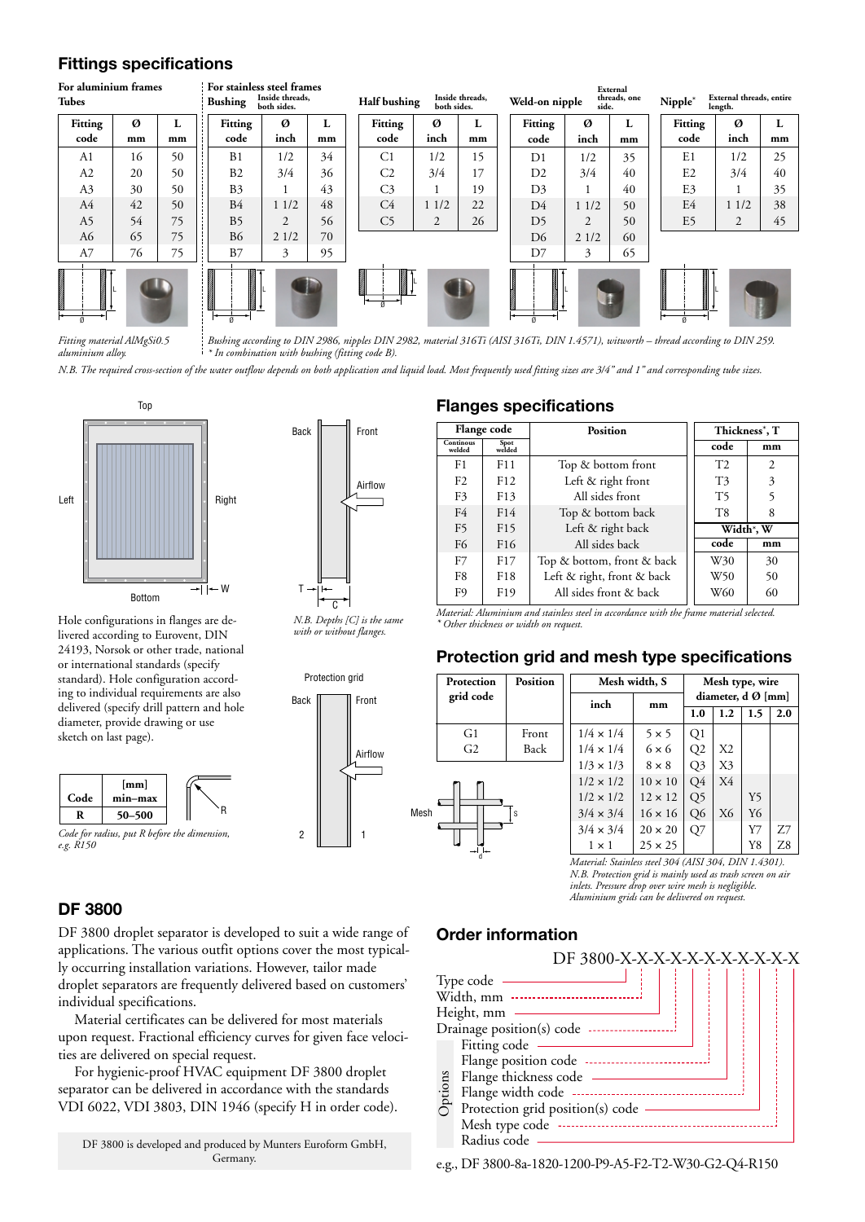## Fittings specifications

**For aluminium frames – Tubes**

| Fitting code | Ø mm | L mm |
|---|---|---|
| A1 | 16 | 50 |
| A2 | 20 | 50 |
| A3 | 30 | 50 |
| A4 | 42 | 50 |
| A5 | 54 | 75 |
| A6 | 65 | 75 |
| A7 | 76 | 75 |

*Fitting material AlMgSi0.5 aluminium alloy.*

**For stainless steel frames – Bushing** (Inside threads, both sides.)

| Fitting code | Ø inch | L mm |
|---|---|---|
| B1 | 1/2 | 34 |
| B2 | 3/4 | 36 |
| B3 | 1 | 43 |
| B4 | 1 1/2 | 48 |
| B5 | 2 | 56 |
| B6 | 2 1/2 | 70 |
| B7 | 3 | 95 |

**Half bushing** (Inside threads, both sides.)

| Fitting code | Ø inch | L mm |
|---|---|---|
| C1 | 1/2 | 15 |
| C2 | 3/4 | 17 |
| C3 | 1 | 19 |
| C4 | 1 1/2 | 22 |
| C5 | 2 | 26 |

**Weld-on nipple** (External threads, one side.)

| Fitting code | Ø inch | L mm |
|---|---|---|
| D1 | 1/2 | 35 |
| D2 | 3/4 | 40 |
| D3 | 1 | 40 |
| D4 | 1 1/2 | 50 |
| D5 | 2 | 50 |
| D6 | 2 1/2 | 60 |
| D7 | 3 | 65 |

**Nipple*** (External threads, entire length.)

| Fitting code | Ø inch | L mm |
|---|---|---|
| E1 | 1/2 | 25 |
| E2 | 3/4 | 40 |
| E3 | 1 | 35 |
| E4 | 1 1/2 | 38 |
| E5 | 2 | 45 |

*Bushing according to DIN 2986, nipples DIN 2982, material 316Ti (AISI 316Ti, DIN 1.4571), witworth – thread according to DIN 259.*
*\* In combination with bushing (fitting code B).*

*N.B. The required cross-section of the water outflow depends on both application and liquid load. Most frequently used fitting sizes are 3/4" and 1" and corresponding tube sizes.*

Top / Left / Right / Bottom / W

Back / Front / Airflow / T / C

*N.B. Depths [C] is the same with or without flanges.*

Hole configurations in flanges are delivered according to Eurovent, DIN 24193, Norsok or other trade, national or international standards (specify standard). Hole configuration according to individual requirements are also delivered (specify drill pattern and hole diameter, provide drawing or use sketch on last page).

| Code | [mm] min–max |
|---|---|
| R | 50–500 |

*Code for radius, put R before the dimension, e.g. R150*

## Flanges specifications

| Flange code – Continous welded | Flange code – Spot welded | Position |
|---|---|---|
| F1 | F11 | Top & bottom front |
| F2 | F12 | Left & right front |
| F3 | F13 | All sides front |
| F4 | F14 | Top & bottom back |
| F5 | F15 | Left & right back |
| F6 | F16 | All sides back |
| F7 | F17 | Top & bottom, front & back |
| F8 | F18 | Left & right, front & back |
| F9 | F19 | All sides front & back |

| Thickness*, T code | mm |
|---|---|
| T2 | 2 |
| T3 | 3 |
| T5 | 5 |
| T8 | 8 |

| Width*, W code | mm |
|---|---|
| W30 | 30 |
| W50 | 50 |
| W60 | 60 |

*Material: Aluminium and stainless steel in accordance with the frame material selected.*
*\* Other thickness or width on request.*

## Protection grid and mesh type specifications

Protection grid – Back / Front / Airflow / 2 / 1

| Protection grid code | Position |
|---|---|
| G1 | Front |
| G2 | Back |

| Mesh width, S inch | mm | Mesh type, wire diameter, d Ø [mm] 1.0 | 1.2 | 1.5 | 2.0 |
|---|---|---|---|---|---|
| 1/4 × 1/4 | 5 × 5 | Q1 | | | |
| 1/4 × 1/4 | 6 × 6 | Q2 | X2 | | |
| 1/3 × 1/3 | 8 × 8 | Q3 | X3 | | |
| 1/2 × 1/2 | 10 × 10 | Q4 | X4 | | |
| 1/2 × 1/2 | 12 × 12 | Q5 | | Y5 | |
| 3/4 × 3/4 | 16 × 16 | Q6 | X6 | Y6 | |
| 3/4 × 3/4 | 20 × 20 | Q7 | | Y7 | Z7 |
| 1 × 1 | 25 × 25 | | | Y8 | Z8 |

*Material: Stainless steel 304 (AISI 304, DIN 1.4301).*
*N.B. Protection grid is mainly used as trash screen on air inlets. Pressure drop over wire mesh is negligible.*
*Aluminium grids can be delivered on request.*

## DF 3800

DF 3800 droplet separator is developed to suit a wide range of applications. The various outfit options cover the most typically occurring installation variations. However, tailor made droplet separators are frequently delivered based on customers' individual specifications.

Material certificates can be delivered for most materials upon request. Fractional efficiency curves for given face velocities are delivered on special request.

For hygienic-proof HVAC equipment DF 3800 droplet separator can be delivered in accordance with the standards VDI 6022, VDI 3803, DIN 1946 (specify H in order code).

DF 3800 is developed and produced by Munters Euroform GmbH, Germany.

## Order information

DF 3800-X-X-X-X-X-X-X-X-X-X-X-X

- Type code
- Width, mm
- Height, mm
- Drainage position(s) code
- Options:
  - Fitting code
  - Flange position code
  - Flange thickness code
  - Flange width code
  - Protection grid position(s) code
  - Mesh type code
  - Radius code

e.g., DF 3800-8a-1820-1200-P9-A5-F2-T2-W30-G2-Q4-R150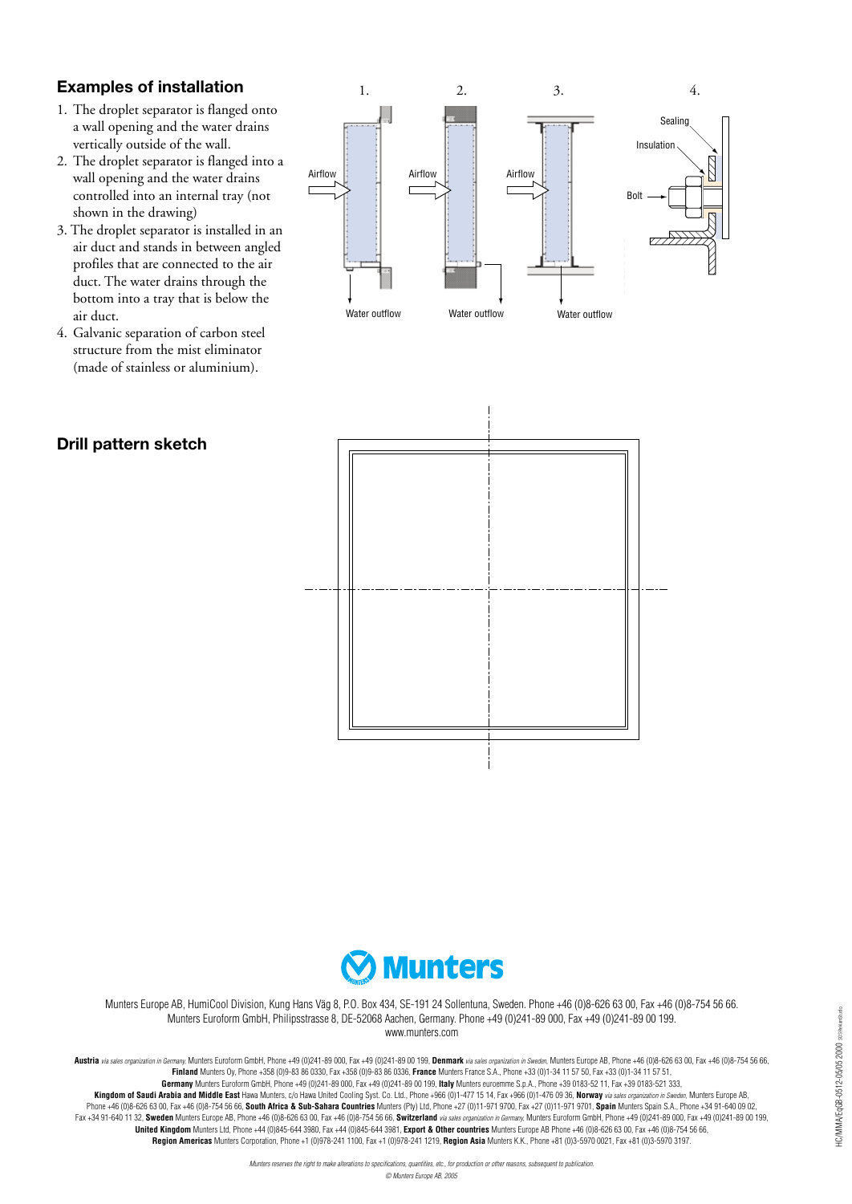## Examples of installation

1. The droplet separator is flanged onto a wall opening and the water drains vertically outside of the wall.
2. The droplet separator is flanged into a wall opening and the water drains controlled into an internal tray (not shown in the drawing)
3. The droplet separator is installed in an air duct and stands in between angled profiles that are connected to the air duct. The water drains through the bottom into a tray that is below the air duct.
4. Galvanic separation of carbon steel structure from the mist eliminator (made of stainless or aluminium).

1.
Airflow
Water outflow

2.
Airflow
Water outflow

3.
Airflow
Water outflow

4.
Sealing
Insulation
Bolt

## Drill pattern sketch

Munters

Munters Europe AB, HumiCool Division, Kung Hans Väg 8, P.O. Box 434, SE-191 24 Sollentuna, Sweden. Phone +46 (0)8-626 63 00, Fax +46 (0)8-754 56 66.
Munters Euroform GmbH, Philipsstrasse 8, DE-52068 Aachen, Germany. Phone +49 (0)241-89 000, Fax +49 (0)241-89 00 199.
www.munters.com

**Austria** *via sales organization in Germany,* Munters Euroform GmbH, Phone +49 (0)241-89 000, Fax +49 (0)241-89 00 199, **Denmark** *via sales organization in Sweden,* Munters Europe AB, Phone +46 (0)8-626 63 00, Fax +46 (0)8-754 56 66, **Finland** Munters Oy, Phone +358 (0)9-83 86 0330, Fax +358 (0)9-83 86 0336, **France** Munters France S.A., Phone +33 (0)1-34 11 57 50, Fax +33 (0)1-34 11 57 51, **Germany** Munters Euroform GmbH, Phone +49 (0)241-89 000, Fax +49 (0)241-89 00 199, **Italy** Munters euroemme S.p.A., Phone +39 0183-52 11, Fax +39 0183-521 333, **Kingdom of Saudi Arabia and Middle East** Hawa Munters, c/o Hawa United Cooling Syst. Co. Ltd., Phone +966 (0)1-477 15 14, Fax +966 (0)1-476 09 36, **Norway** *via sales organization in Sweden,* Munters Europe AB, Phone +46 (0)8-626 63 00, Fax +46 (0)8-754 56 66, **South Africa & Sub-Sahara Countries** Munters (Pty) Ltd, Phone +27 (0)11-971 9700, Fax +27 (0)11-971 9701, **Spain** Munters Spain S.A., Phone +34 91-640 09 02, Fax +34 91-640 11 32, **Sweden** Munters Europe AB, Phone +46 (0)8-626 63 00, Fax +46 (0)8-754 56 66, **Switzerland** *via sales organization in Germany,* Munters Euroform GmbH, Phone +49 (0)241-89 000, Fax +49 (0)241-89 00 199, **United Kingdom** Munters Ltd, Phone +44 (0)845-644 3980, Fax +44 (0)845-644 3981, **Export & Other countries** Munters Europe AB Phone +46 (0)8-626 63 00, Fax +46 (0)8-754 56 66, **Region Americas** Munters Corporation, Phone +1 (0)978-241 1100, Fax +1 (0)978-241 1219, **Region Asia** Munters K.K., Phone +81 (0)3-5970 0021, Fax +81 (0)3-5970 3197.

*Munters reserves the right to make alterations to specifications, quantities, etc., for production or other reasons, subsequent to publication.*

*© Munters Europe AB, 2005*

HC/MMA/EqGB-0512-05/05 2000